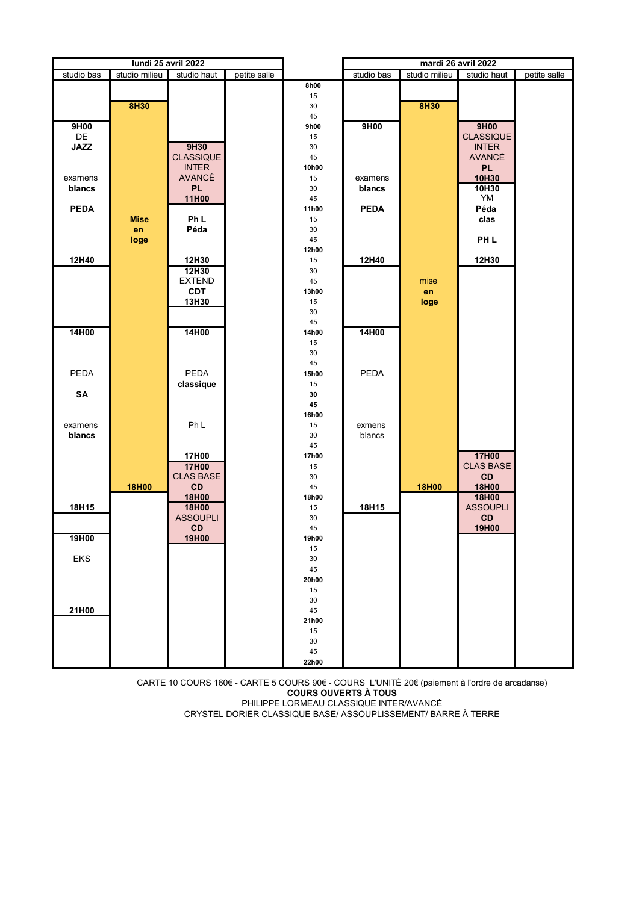| lundi 25 avril 2022 | | | | | mardi 26 avril 2022 | | | |
|---|---|---|---|---|---|---|---|---|
| studio bas | studio milieu | studio haut | petite salle | | studio bas | studio milieu | studio haut | petite salle |
| | | | | 8h00 | | | | |
| | | | | 15 | | | | |
| | 8H30 | | | 30 | | 8H30 | | |
| | | | | 45 | | | | |
| 9H00 | | | | 9h00 | 9H00 | | 9H00 | |
| DE | | | | 15 | | | CLASSIQUE | |
| JAZZ | | 9H30 | | 30 | | | INTER | |
| | | CLASSIQUE | | 45 | | | AVANCÉ | |
| | | INTER | | 10h00 | | | PL | |
| examens | | AVANCÉ | | 15 | examens | | 10H30 | |
| blancs | | PL | | 30 | blancs | | 10H30 | |
| | | 11H00 | | 45 | | | YM | |
| PEDA | | | | 11h00 | PEDA | | Péda | |
| | Mise | Ph L | | 15 | | | clas | |
| | en | Péda | | 30 | | | | |
| | loge | | | 45 | | | PH L | |
| | | | | 12h00 | | | | |
| 12H40 | | 12H30 | | 15 | 12H40 | | 12H30 | |
| | | 12H30 | | 30 | | | | |
| | | EXTEND | | 45 | | mise | | |
| | | CDT | | 13h00 | | en | | |
| | | 13H30 | | 15 | | loge | | |
| | | | | 30 | | | | |
| | | | | 45 | | | | |
| 14H00 | | 14H00 | | 14h00 | 14H00 | | | |
| | | | | 15 | | | | |
| | | | | 30 | | | | |
| | | | | 45 | | | | |
| PEDA | | PEDA | | 15h00 | PEDA | | | |
| | | classique | | 15 | | | | |
| SA | | | | 30 | | | | |
| | | | | 45 | | | | |
| | | | | 16h00 | | | | |
| examens | | Ph L | | 15 | exmens | | | |
| blancs | | | | 30 | blancs | | | |
| | | | | 45 | | | | |
| | | 17H00 | | 17h00 | | | 17H00 | |
| | | 17H00 | | 15 | | | CLAS BASE | |
| | | CLAS BASE | | 30 | | | CD | |
| | 18H00 | CD | | 45 | | 18H00 | 18H00 | |
| | | 18H00 | | 18h00 | | | 18H00 | |
| 18H15 | | 18H00 | | 15 | 18H15 | | ASSOUPLI | |
| | | ASSOUPLI | | 30 | | | CD | |
| | | CD | | 45 | | | 19H00 | |
| 19H00 | | 19H00 | | 19h00 | | | | |
| | | | | 15 | | | | |
| EKS | | | | 30 | | | | |
| | | | | 45 | | | | |
| | | | | 20h00 | | | | |
| | | | | 15 | | | | |
| | | | | 30 | | | | |
| 21H00 | | | | 45 | | | | |
| | | | | 21h00 | | | | |
| | | | | 15 | | | | |
| | | | | 30 | | | | |
| | | | | 45 | | | | |
| | | | | 22h00 | | | | |

CARTE 10 COURS 160€ - CARTE 5 COURS 90€ - COURS L'UNITÉ 20€ (paiement à l'ordre de arcadanse)

**COURS OUVERTS À TOUS**

PHILIPPE LORMEAU CLASSIQUE INTER/AVANCÉ

CRYSTEL DORIER CLASSIQUE BASE/ ASSOUPLISSEMENT/ BARRE À TERRE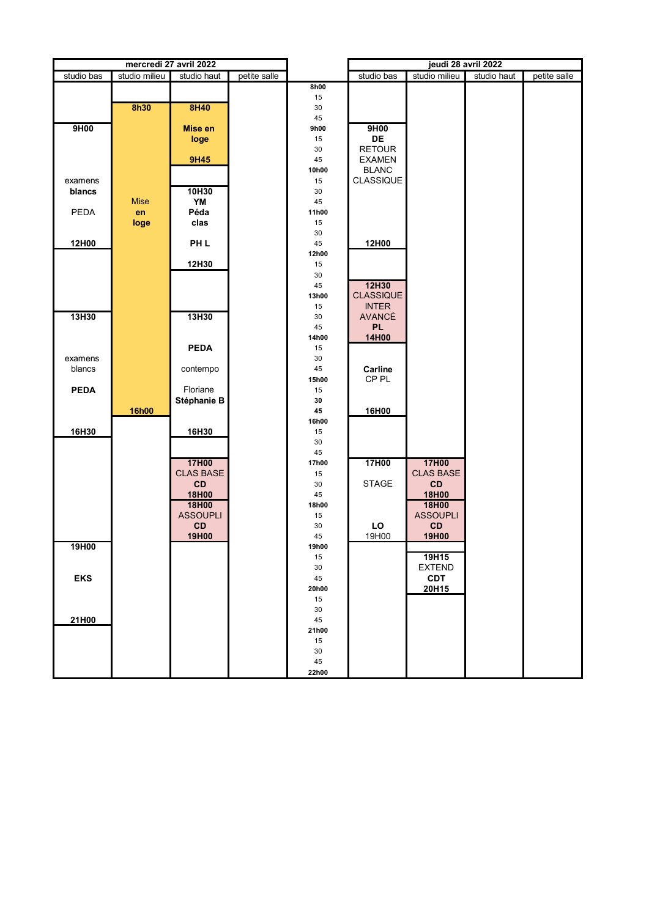| mercredi 27 avril 2022 | | | | | jeudi 28 avril 2022 | | | |
|---|---|---|---|---|---|---|---|---|
| studio bas | studio milieu | studio haut | petite salle | | studio bas | studio milieu | studio haut | petite salle |
| | | | | **8h00** | | | | |
| | | | | 15 | | | | |
| | **8h30** | **8H40** | | 30 | | | | |
| | | | | 45 | | | | |
| **9H00** | | **Mise en loge** | | **9h00** | **9H00** **DE** RETOUR EXAMEN BLANC CLASSIQUE | | | |
| | | | | 15 | | | | |
| | | | | 30 | | | | |
| | | **9H45** | | 45 | | | | |
| | | | | **10h00** | | | | |
| examens **blancs** | | | | 15 | | | | |
| | Mise **en** **loge** | **10H30** **YM** **Péda** **clas** | | 30 | | | | |
| PEDA | | | | 45 | | | | |
| | | | | **11h00** | | | | |
| | | | | 15 | | | | |
| | | | | 30 | | | | |
| **12H00** | | **PH L** | | 45 | **12H00** | | | |
| | | | | **12h00** | | | | |
| | | **12H30** | | 15 | | | | |
| | | | | 30 | | | | |
| | | | | 45 | **12H30** CLASSIQUE INTER AVANCÉ **PL** | | | |
| | | | | **13h00** | | | | |
| | | | | 15 | | | | |
| **13H30** | | **13H30** | | 30 | | | | |
| | | | | 45 | | | | |
| | | | | **14h00** | **14H00** | | | |
| | | **PEDA** | | 15 | | | | |
| examens blancs | | | | 30 | | | | |
| | | contempo | | 45 | **Carline** CP PL | | | |
| | | | | **15h00** | | | | |
| **PEDA** | | Floriane | | 15 | | | | |
| | | **Stéphanie B** | | **30** | | | | |
| | **16h00** | | | **45** | **16H00** | | | |
| | | | | **16h00** | | | | |
| **16H30** | | **16H30** | | 15 | | | | |
| | | | | 30 | | | | |
| | | | | 45 | | | | |
| | | **17H00** CLAS BASE **CD** | | **17h00** | **17H00** | **17H00** CLAS BASE **CD** | | |
| | | | | 15 | | | | |
| | | | | 30 | STAGE | | | |
| | | **18H00** | | 45 | | **18H00** | | |
| | | **18H00** ASSOUPLI **CD** | | **18h00** | | **18H00** ASSOUPLI **CD** | | |
| | | | | 15 | | | | |
| | | | | 30 | **LO** | | | |
| | | **19H00** | | 45 | 19H00 | **19H00** | | |
| **19H00** | | | | **19h00** | | | | |
| | | | | 15 | | **19H15** | | |
| | | | | 30 | | EXTEND | | |
| **EKS** | | | | 45 | | **CDT** | | |
| | | | | **20h00** | | **20H15** | | |
| | | | | 15 | | | | |
| | | | | 30 | | | | |
| **21H00** | | | | 45 | | | | |
| | | | | **21h00** | | | | |
| | | | | 15 | | | | |
| | | | | 30 | | | | |
| | | | | 45 | | | | |
| | | | | **22h00** | | | | |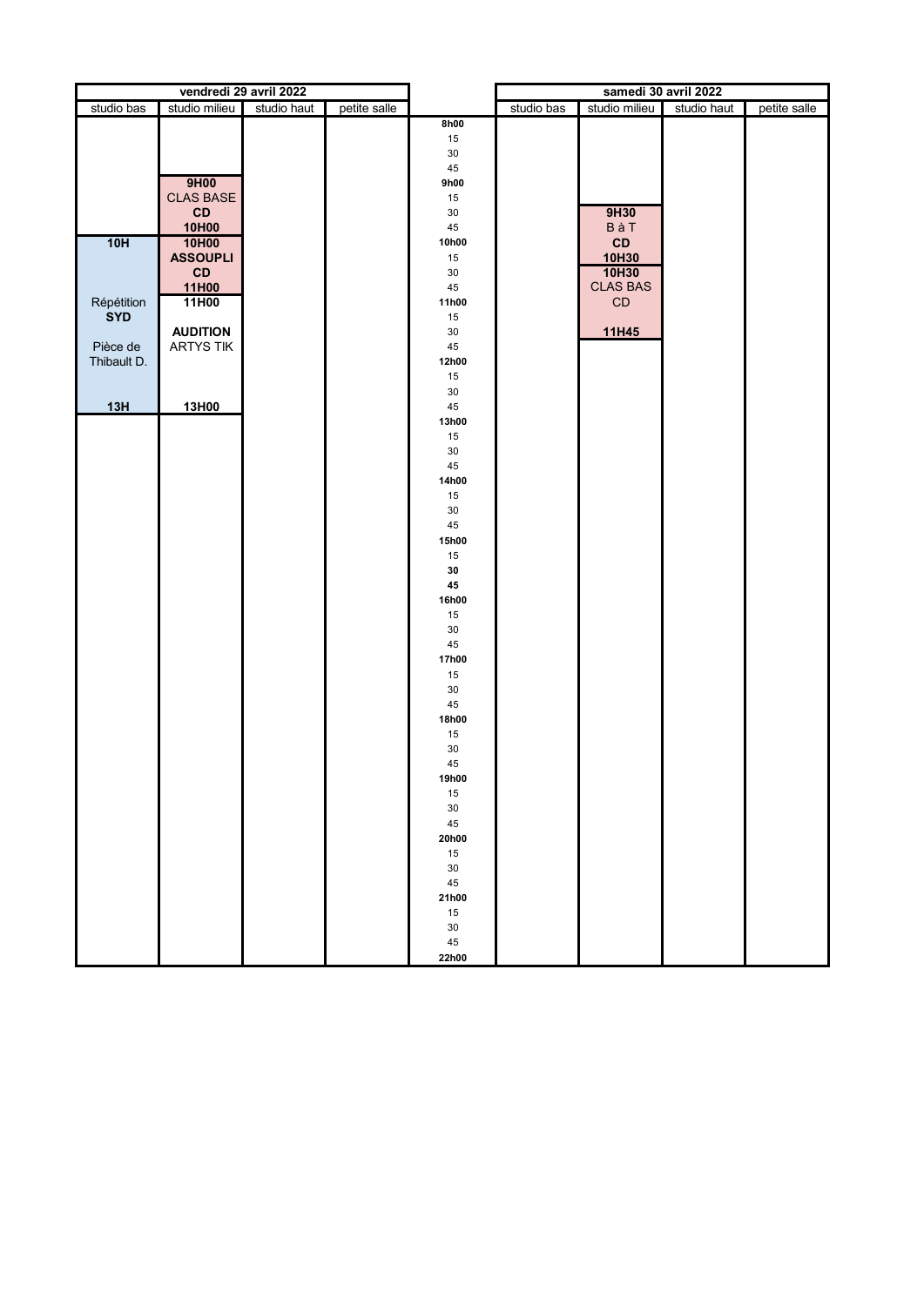| vendredi 29 avril 2022 | | | | | samedi 30 avril 2022 | | | |
|---|---|---|---|---|---|---|---|---|
| studio bas | studio milieu | studio haut | petite salle | | studio bas | studio milieu | studio haut | petite salle |
| | | | | **8h00** | | | | |
| | | | | 15 | | | | |
| | | | | 30 | | | | |
| | | | | 45 | | | | |
| | **9H00** | | | **9h00** | | | | |
| | CLAS BASE | | | 15 | | | | |
| | **CD** | | | 30 | | **9H30** | | |
| | **10H00** | | | 45 | | B à T | | |
| **10H** | **10H00** | | | **10h00** | | **CD** | | |
| | **ASSOUPLI** | | | 15 | | **10H30** | | |
| | **CD** | | | 30 | | **10H30** | | |
| | **11H00** | | | 45 | | CLAS BAS | | |
| Répétition | **11H00** | | | **11h00** | | CD | | |
| **SYD** | | | | 15 | | | | |
| | **AUDITION** | | | 30 | | **11H45** | | |
| Pièce de | ARTYS TIK | | | 45 | | | | |
| Thibault D. | | | | **12h00** | | | | |
| | | | | 15 | | | | |
| | | | | 30 | | | | |
| **13H** | **13H00** | | | 45 | | | | |
| | | | | **13h00** | | | | |
| | | | | 15 | | | | |
| | | | | 30 | | | | |
| | | | | 45 | | | | |
| | | | | **14h00** | | | | |
| | | | | 15 | | | | |
| | | | | 30 | | | | |
| | | | | 45 | | | | |
| | | | | **15h00** | | | | |
| | | | | 15 | | | | |
| | | | | **30** | | | | |
| | | | | **45** | | | | |
| | | | | **16h00** | | | | |
| | | | | 15 | | | | |
| | | | | 30 | | | | |
| | | | | 45 | | | | |
| | | | | **17h00** | | | | |
| | | | | 15 | | | | |
| | | | | 30 | | | | |
| | | | | 45 | | | | |
| | | | | **18h00** | | | | |
| | | | | 15 | | | | |
| | | | | 30 | | | | |
| | | | | 45 | | | | |
| | | | | **19h00** | | | | |
| | | | | 15 | | | | |
| | | | | 30 | | | | |
| | | | | 45 | | | | |
| | | | | **20h00** | | | | |
| | | | | 15 | | | | |
| | | | | 30 | | | | |
| | | | | 45 | | | | |
| | | | | **21h00** | | | | |
| | | | | 15 | | | | |
| | | | | 30 | | | | |
| | | | | 45 | | | | |
| | | | | **22h00** | | | | |